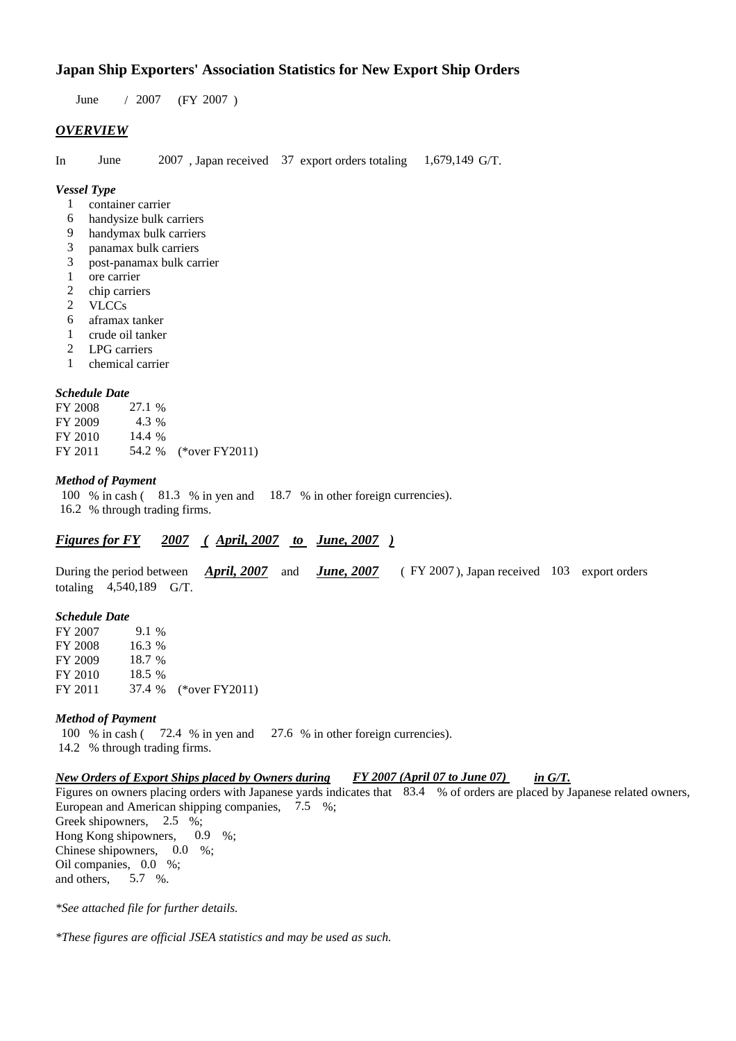# Japan Ship Exporters' Association Statistics for New Export Ship Orders

June / 2007 (FY 2007 )

## *OVERVIEW*

In June 2007 , Japan received 37 export orders totaling 1,679,149 G/T.

### *Vessel Type*

1 container carrier
6 handysize bulk carriers
9 handymax bulk carriers
3 panamax bulk carriers
3 post-panamax bulk carrier
1 ore carrier
2 chip carriers
2 VLCCs
6 aframax tanker
1 crude oil tanker
2 LPG carriers
1 chemical carrier

### *Schedule Date*

| | | |
|---|---|---|
| FY 2008 | 27.1 % | |
| FY 2009 | 4.3 % | |
| FY 2010 | 14.4 % | |
| FY 2011 | 54.2 % | (*over FY2011) |

### *Method of Payment*

100 % in cash ( 81.3 % in yen and 18.7 % in other foreign currencies).
16.2 % through trading firms.

## *Figures for FY 2007 ( April, 2007 to June, 2007 )*

During the period between ***April, 2007*** and ***June, 2007*** ( FY 2007 ), Japan received 103 export orders totaling 4,540,189 G/T.

### *Schedule Date*

| | | |
|---|---|---|
| FY 2007 | 9.1 % | |
| FY 2008 | 16.3 % | |
| FY 2009 | 18.7 % | |
| FY 2010 | 18.5 % | |
| FY 2011 | 37.4 % | (*over FY2011) |

### *Method of Payment*

100 % in cash ( 72.4 % in yen and 27.6 % in other foreign currencies).
14.2 % through trading firms.

### *New Orders of Export Ships placed by Owners during FY 2007 (April 07 to June 07) in G/T.*

Figures on owners placing orders with Japanese yards indicates that 83.4 % of orders are placed by Japanese related owners,
European and American shipping companies, 7.5 %;
Greek shipowners, 2.5 %;
Hong Kong shipowners, 0.9 %;
Chinese shipowners, 0.0 %;
Oil companies, 0.0 %;
and others, 5.7 %.

*\*See attached file for further details.*

*\*These figures are official JSEA statistics and may be used as such.*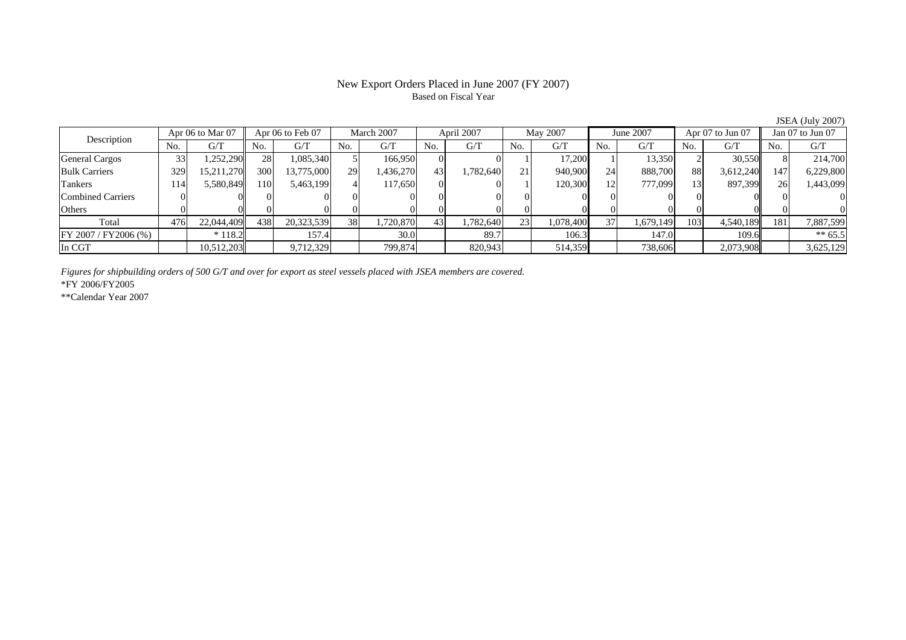# New Export Orders Placed in June 2007 (FY 2007)

Based on Fiscal Year

JSEA (July 2007)

| Description | Apr 06 to Mar 07 | | Apr 06 to Feb 07 | | March 2007 | | April 2007 | | May 2007 | | June 2007 | | Apr 07 to Jun 07 | | Jan 07 to Jun 07 | |
|---|---|---|---|---|---|---|---|---|---|---|---|---|---|---|---|---|
| | No. | G/T | No. | G/T | No. | G/T | No. | G/T | No. | G/T | No. | G/T | No. | G/T | No. | G/T |
| General Cargos | 33 | 1,252,290 | 28 | 1,085,340 | 5 | 166,950 | 0 | 0 | 1 | 17,200 | 1 | 13,350 | 2 | 30,550 | 8 | 214,700 |
| Bulk Carriers | 329 | 15,211,270 | 300 | 13,775,000 | 29 | 1,436,270 | 43 | 1,782,640 | 21 | 940,900 | 24 | 888,700 | 88 | 3,612,240 | 147 | 6,229,800 |
| Tankers | 114 | 5,580,849 | 110 | 5,463,199 | 4 | 117,650 | 0 | 0 | 1 | 120,300 | 12 | 777,099 | 13 | 897,399 | 26 | 1,443,099 |
| Combined Carriers | 0 | 0 | 0 | 0 | 0 | 0 | 0 | 0 | 0 | 0 | 0 | 0 | 0 | 0 | 0 | 0 |
| Others | 0 | 0 | 0 | 0 | 0 | 0 | 0 | 0 | 0 | 0 | 0 | 0 | 0 | 0 | 0 | 0 |
| Total | 476 | 22,044,409 | 438 | 20,323,539 | 38 | 1,720,870 | 43 | 1,782,640 | 23 | 1,078,400 | 37 | 1,679,149 | 103 | 4,540,189 | 181 | 7,887,599 |
| FY 2007 / FY2006 (%) | | * 118.2 | | 157.4 | | 30.0 | | 89.7 | | 106.3 | | 147.0 | | 109.6 | | ** 65.5 |
| In CGT | | 10,512,203 | | 9,712,329 | | 799,874 | | 820,943 | | 514,359 | | 738,606 | | 2,073,908 | | 3,625,129 |

*Figures for shipbuilding orders of 500 G/T and over for export as steel vessels placed with JSEA members are covered.*

*FY 2006/FY2005

**Calendar Year 2007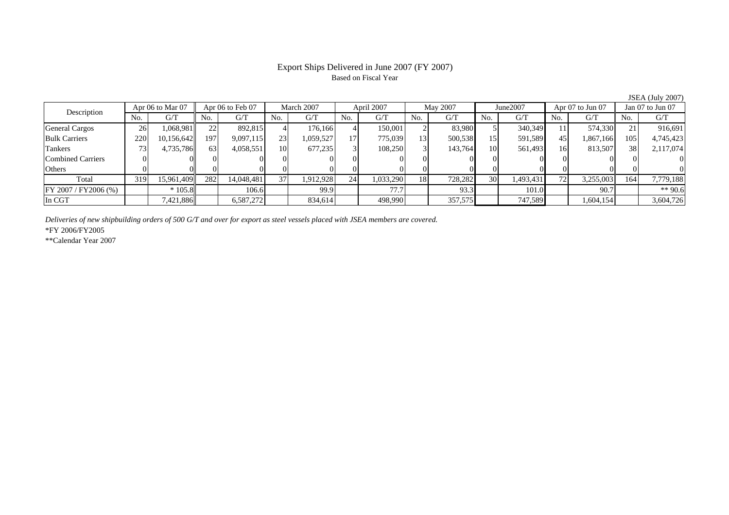# Export Ships Delivered in June 2007 (FY 2007)

Based on Fiscal Year

JSEA (July 2007)

| Description | Apr 06 to Mar 07 | | Apr 06 to Feb 07 | | March 2007 | | April 2007 | | May 2007 | | June2007 | | Apr 07 to Jun 07 | | Jan 07 to Jun 07 | |
|---|---|---|---|---|---|---|---|---|---|---|---|---|---|---|---|---|
| | No. | G/T | No. | G/T | No. | G/T | No. | G/T | No. | G/T | No. | G/T | No. | G/T | No. | G/T |
| General Cargos | 26 | 1,068,981 | 22 | 892,815 | 4 | 176,166 | 4 | 150,001 | 2 | 83,980 | 5 | 340,349 | 11 | 574,330 | 21 | 916,691 |
| Bulk Carriers | 220 | 10,156,642 | 197 | 9,097,115 | 23 | 1,059,527 | 17 | 775,039 | 13 | 500,538 | 15 | 591,589 | 45 | 1,867,166 | 105 | 4,745,423 |
| Tankers | 73 | 4,735,786 | 63 | 4,058,551 | 10 | 677,235 | 3 | 108,250 | 3 | 143,764 | 10 | 561,493 | 16 | 813,507 | 38 | 2,117,074 |
| Combined Carriers | 0 | 0 | 0 | 0 | 0 | 0 | 0 | 0 | 0 | 0 | 0 | 0 | 0 | 0 | 0 | 0 |
| Others | 0 | 0 | 0 | 0 | 0 | 0 | 0 | 0 | 0 | 0 | 0 | 0 | 0 | 0 | 0 | 0 |
| Total | 319 | 15,961,409 | 282 | 14,048,481 | 37 | 1,912,928 | 24 | 1,033,290 | 18 | 728,282 | 30 | 1,493,431 | 72 | 3,255,003 | 164 | 7,779,188 |
| FY 2007 / FY2006 (%) | | * 105.8 | | 106.6 | | 99.9 | | 77.7 | | 93.3 | | 101.0 | | 90.7 | | ** 90.6 |
| In CGT | | 7,421,886 | | 6,587,272 | | 834,614 | | 498,990 | | 357,575 | | 747,589 | | 1,604,154 | | 3,604,726 |

*Deliveries of new shipbuilding orders of 500 G/T and over for export as steel vessels placed with JSEA members are covered.*

*FY 2006/FY2005

**Calendar Year 2007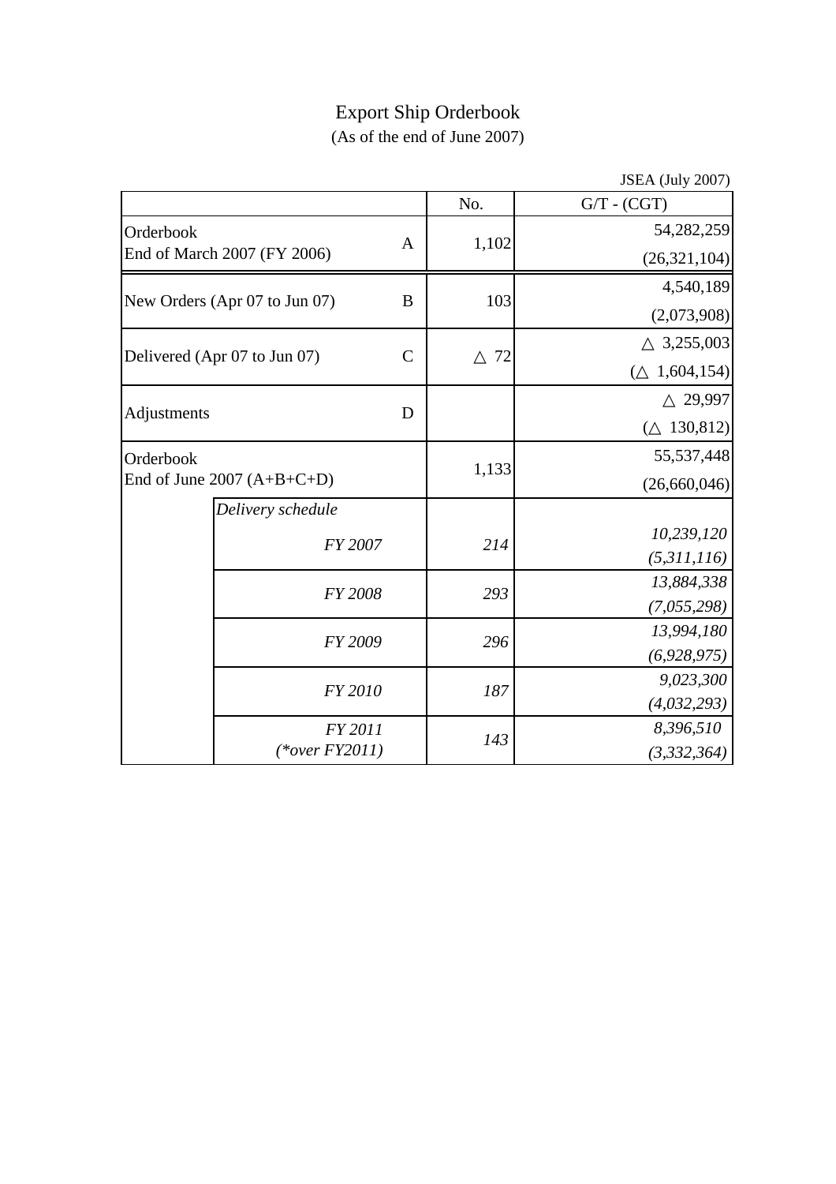# Export Ship Orderbook

(As of the end of June 2007)

JSEA (July 2007)

| | | | No. | G/T - (CGT) |
|---|---|---|---|---|
| Orderbook<br>End of March 2007 (FY 2006) | | A | 1,102 | 54,282,259<br>(26,321,104) |
| New Orders (Apr 07 to Jun 07) | | B | 103 | 4,540,189<br>(2,073,908) |
| Delivered (Apr 07 to Jun 07) | | C | △ 72 | △ 3,255,003<br>(△ 1,604,154) |
| Adjustments | | D | | △ 29,997<br>(△ 130,812) |
| Orderbook<br>End of June 2007 (A+B+C+D) | | | 1,133 | 55,537,448<br>(26,660,046) |
| | *Delivery schedule* | | | |
| | *FY 2007* | | *214* | *10,239,120*<br>*(5,311,116)* |
| | *FY 2008* | | *293* | *13,884,338*<br>*(7,055,298)* |
| | *FY 2009* | | *296* | *13,994,180*<br>*(6,928,975)* |
| | *FY 2010* | | *187* | *9,023,300*<br>*(4,032,293)* |
| | *FY 2011*<br>*(*over FY2011)* | | *143* | *8,396,510*<br>*(3,332,364)* |